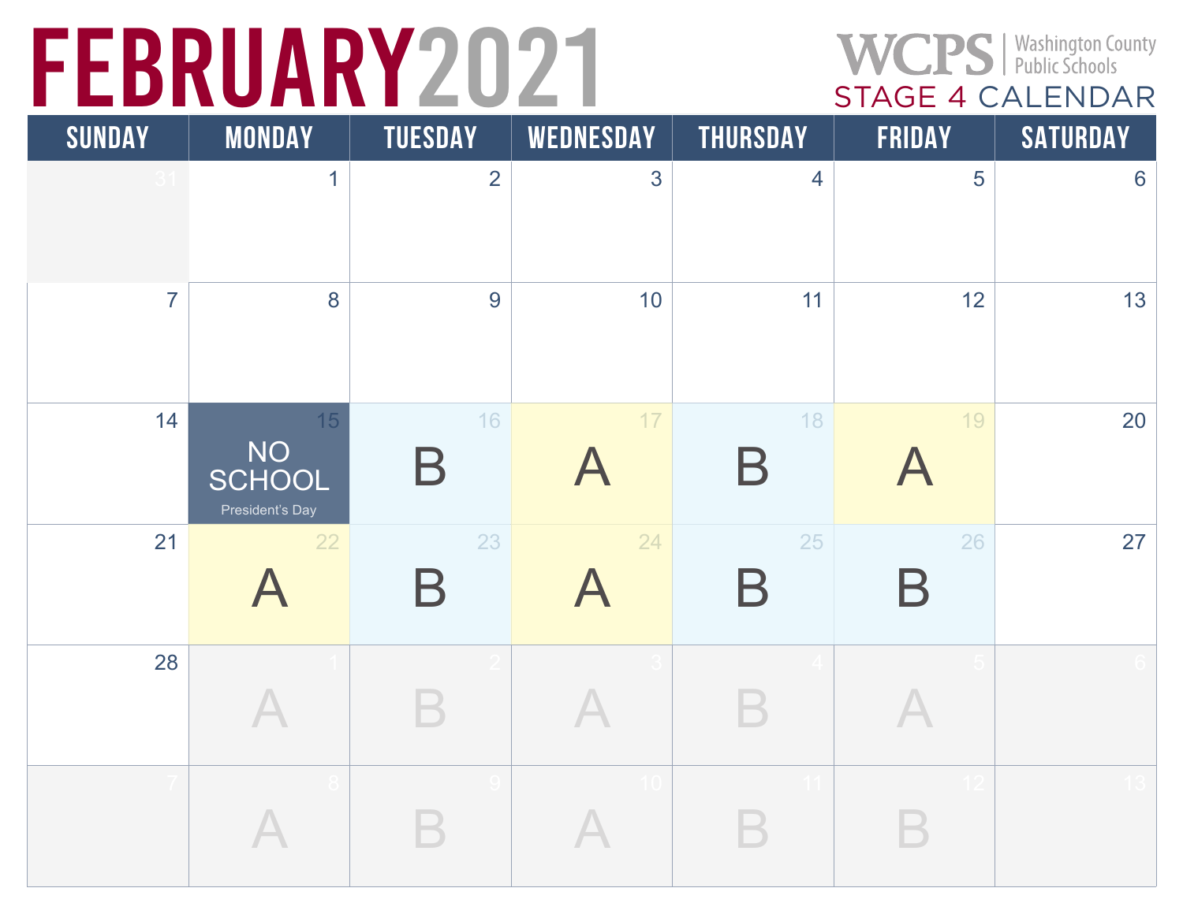# FEBRUARY 2021

WCPS | Washington County Public Schools

STAGE 4 CALENDAR

| SUNDAY | MONDAY | TUESDAY | WEDNESDAY | THURSDAY | FRIDAY | SATURDAY |
|---|---|---|---|---|---|---|
| 31 | 1 | 2 | 3 | 4 | 5 | 6 |
| 7 | 8 | 9 | 10 | 11 | 12 | 13 |
| 14 | 15 NO SCHOOL President's Day | 16 B | 17 A | 18 B | 19 A | 20 |
| 21 | 22 A | 23 B | 24 A | 25 B | 26 B | 27 |
| 28 | 1 A | 2 B | 3 A | 4 B | 5 A | 6 |
| 7 | 8 A | 9 B | 10 A | 11 B | 12 B | 13 |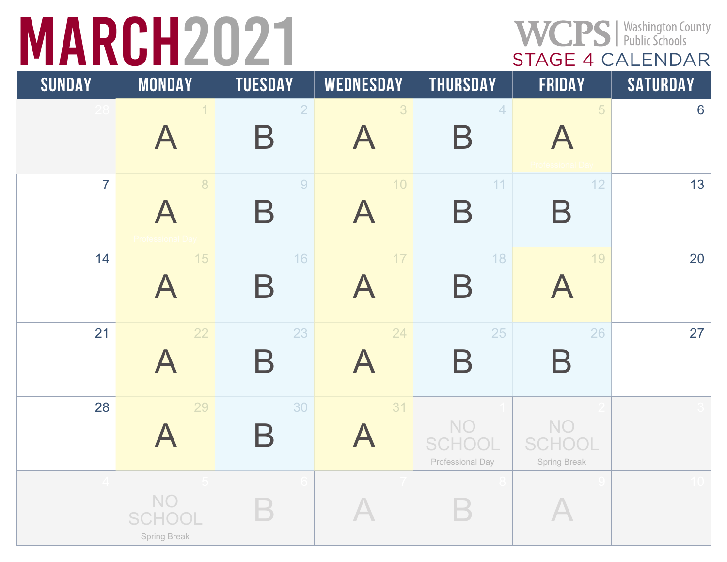# MARCH 2021

WCPS | Washington County Public Schools

STAGE 4 CALENDAR

| SUNDAY | MONDAY | TUESDAY | WEDNESDAY | THURSDAY | FRIDAY | SATURDAY |
|---|---|---|---|---|---|---|
| 28 | 1 A | 2 B | 3 A | 4 B | 5 A Professional Day | 6 |
| 7 | 8 A Professional Day | 9 B | 10 A | 11 B | 12 B | 13 |
| 14 | 15 A | 16 B | 17 A | 18 B | 19 A | 20 |
| 21 | 22 A | 23 B | 24 A | 25 B | 26 B | 27 |
| 28 | 29 A | 30 B | 31 A | 1 NO SCHOOL Professional Day | 2 NO SCHOOL Spring Break | 3 |
| 4 | 5 NO SCHOOL Spring Break | 6 B | 7 A | 8 B | 9 A | 10 |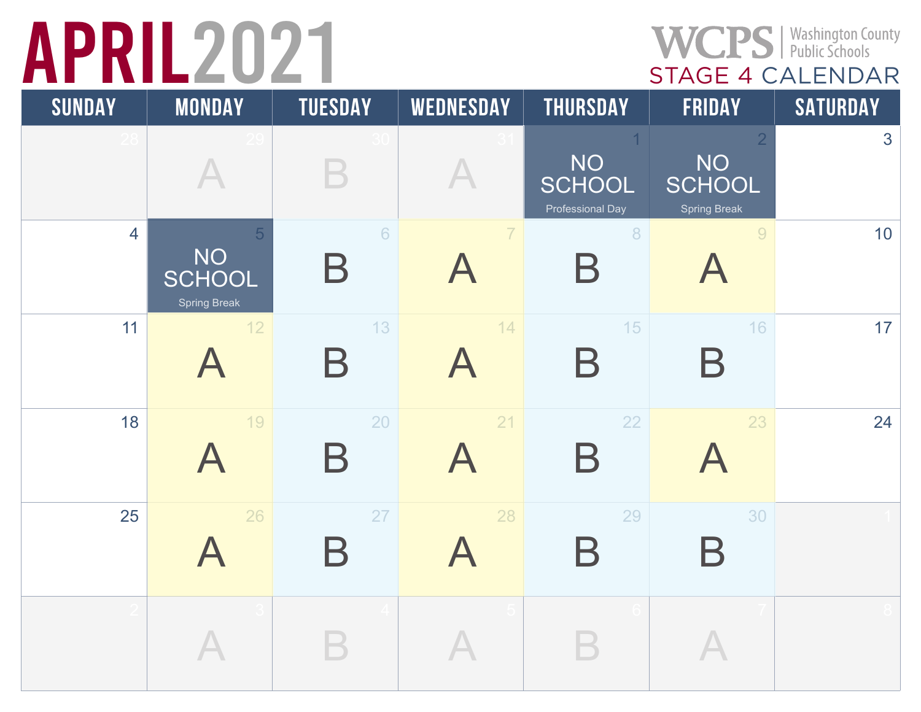# APRIL 2021

WCPS | Washington County Public Schools

STAGE 4 CALENDAR

| SUNDAY | MONDAY | TUESDAY | WEDNESDAY | THURSDAY | FRIDAY | SATURDAY |
|---|---|---|---|---|---|---|
| 28 | 29 A | 30 B | 31 A | 1 NO SCHOOL Professional Day | 2 NO SCHOOL Spring Break | 3 |
| 4 | 5 NO SCHOOL Spring Break | 6 B | 7 A | 8 B | 9 A | 10 |
| 11 | 12 A | 13 B | 14 A | 15 B | 16 B | 17 |
| 18 | 19 A | 20 B | 21 A | 22 B | 23 A | 24 |
| 25 | 26 A | 27 B | 28 A | 29 B | 30 B | 1 |
| 2 | 3 A | 4 B | 5 A | 6 B | 7 A | 8 |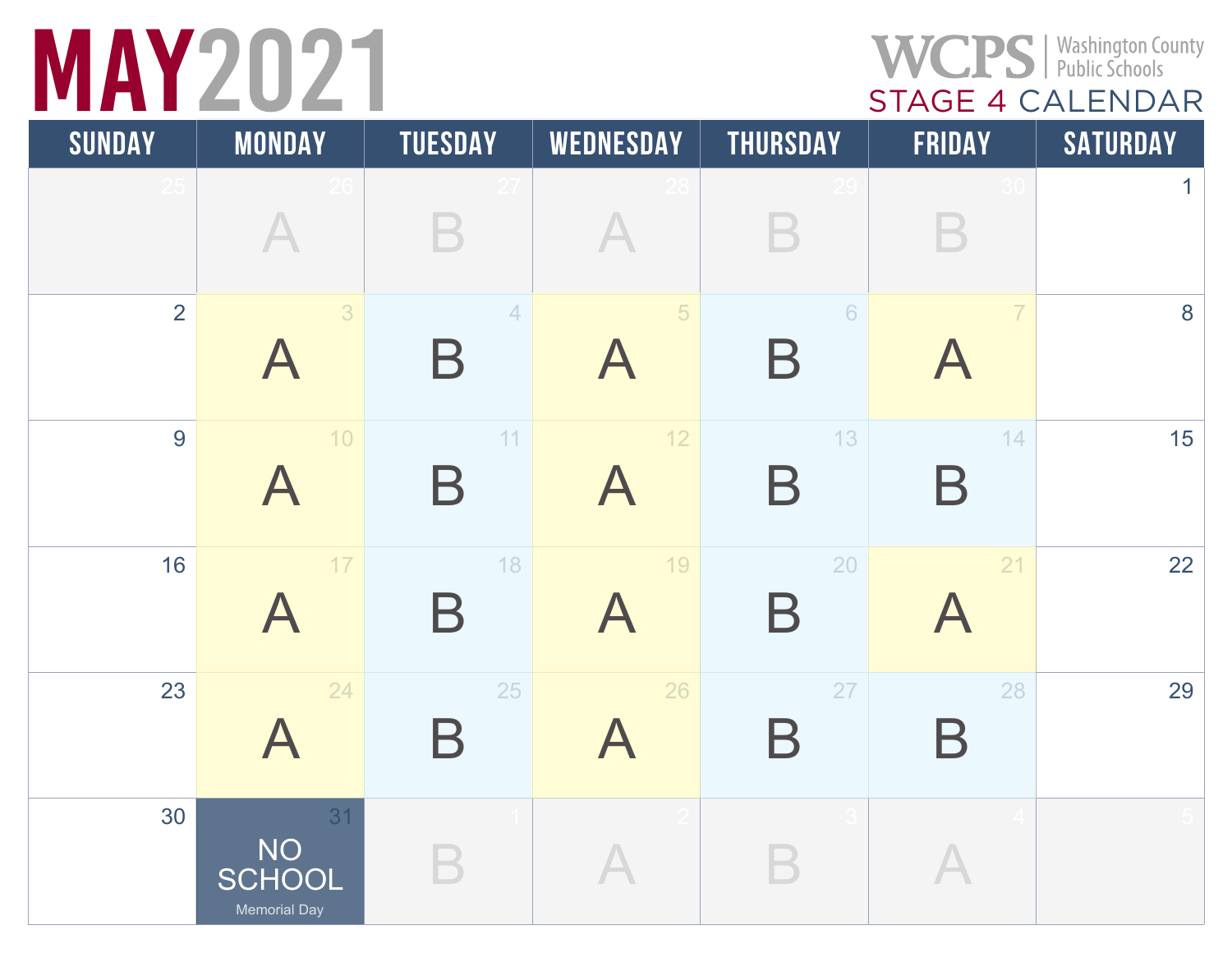# MAY 2021

WCPS | Washington County Public Schools

STAGE 4 CALENDAR

| SUNDAY | MONDAY | TUESDAY | WEDNESDAY | THURSDAY | FRIDAY | SATURDAY |
|---|---|---|---|---|---|---|
| 25 | 26 A | 27 B | 28 A | 29 B | 30 B | 1 |
| 2 | 3 A | 4 B | 5 A | 6 B | 7 A | 8 |
| 9 | 10 A | 11 B | 12 A | 13 B | 14 B | 15 |
| 16 | 17 A | 18 B | 19 A | 20 B | 21 A | 22 |
| 23 | 24 A | 25 B | 26 A | 27 B | 28 B | 29 |
| 30 | 31 NO SCHOOL Memorial Day | 1 B | 2 A | 3 B | 4 A | 5 |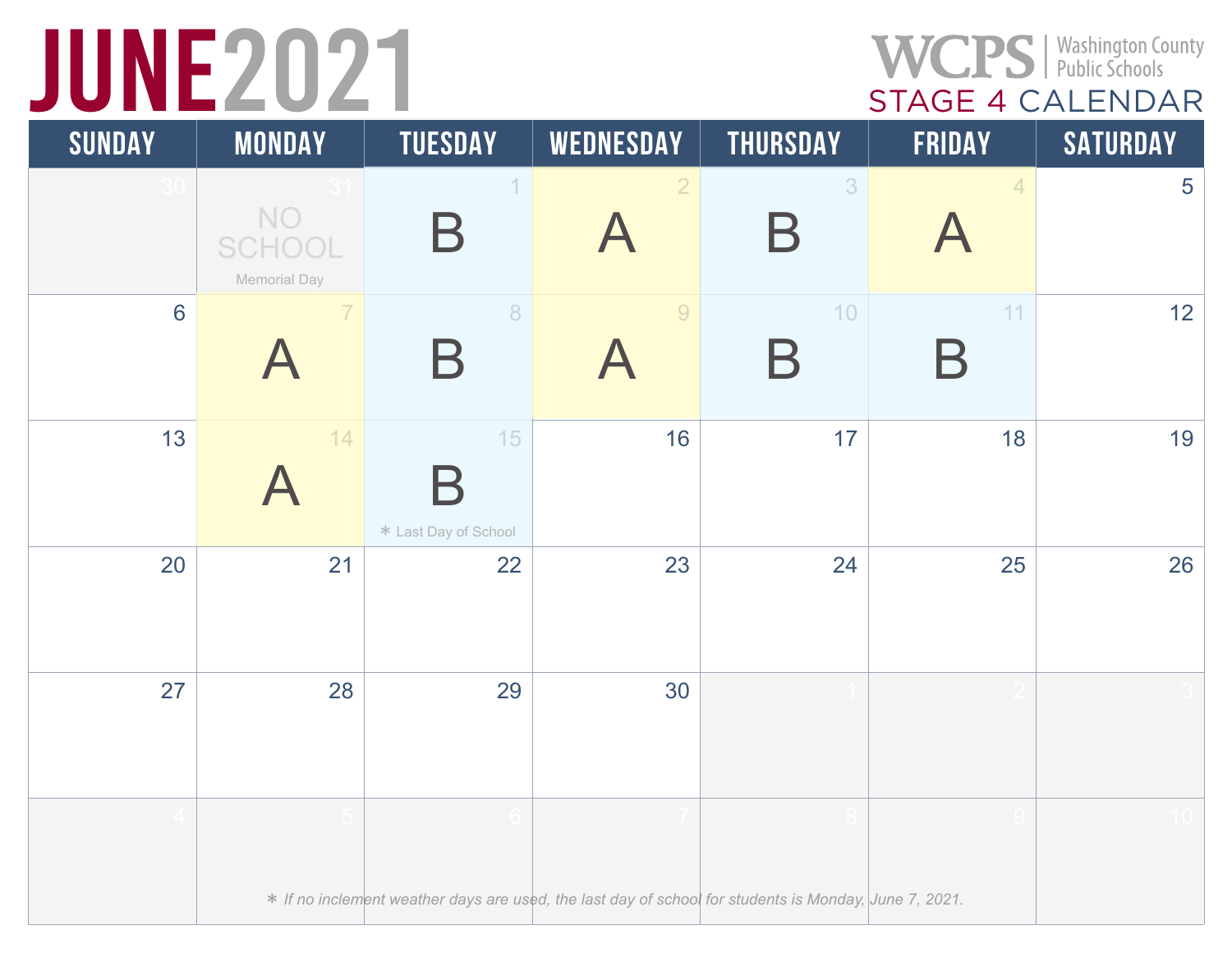# JUNE 2021

WCPS | Washington County Public Schools

STAGE 4 CALENDAR

| SUNDAY | MONDAY | TUESDAY | WEDNESDAY | THURSDAY | FRIDAY | SATURDAY |
|---|---|---|---|---|---|---|
| 30 | 31 NO SCHOOL Memorial Day | 1 B | 2 A | 3 B | 4 A | 5 |
| 6 | 7 A | 8 B | 9 A | 10 B | 11 B | 12 |
| 13 | 14 A | 15 B * Last Day of School | 16 | 17 | 18 | 19 |
| 20 | 21 | 22 | 23 | 24 | 25 | 26 |
| 27 | 28 | 29 | 30 | 1 | 2 | 3 |
| 4 | 5 | 6 | 7 | 8 | 9 | 10 |

*∗ If no inclement weather days are used, the last day of school for students is Monday, June 7, 2021.*